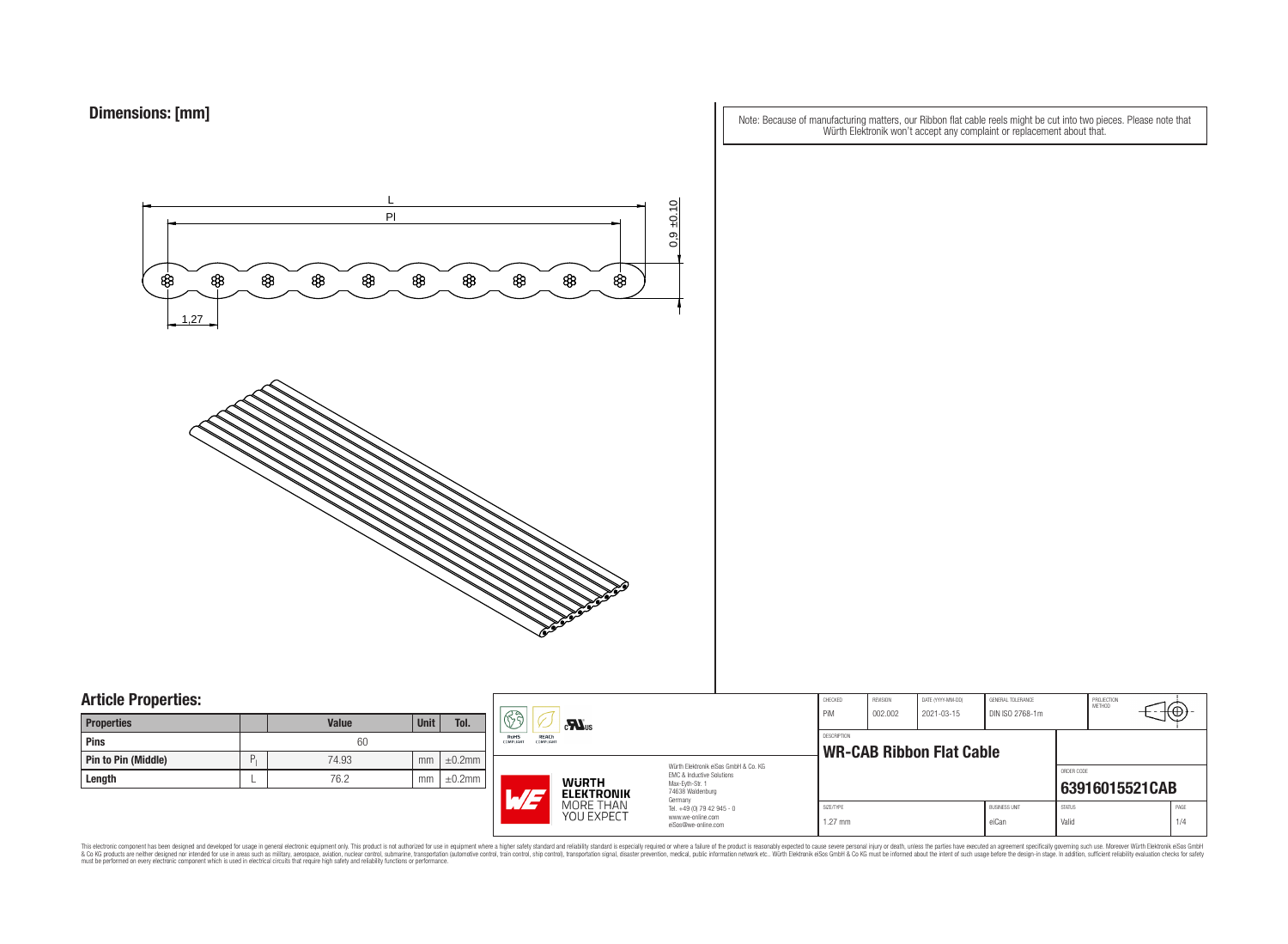## Dimensions: [mm]

L

Pl

0,9 ±0,10

1,27

Note: Because of manufacturing matters, our Ribbon flat cable reels might be cut into two pieces. Please note that Würth Elektronik won't accept any complaint or replacement about that.

## Article Properties:

| Properties | | Value | Unit | Tol. |
|---|---|---|---|---|
| Pins | | 60 | | |
| Pin to Pin (Middle) | $P_l$ | 74.93 | mm | ±0.2mm |
| Length | L | 76.2 | mm | ±0.2mm |

RoHS COMPLIANT | REACh COMPLIANT | cULus

WÜRTH ELEKTRONIK MORE THAN YOU EXPECT

Würth Elektronik eiSos GmbH & Co. KG
EMC & Inductive Solutions
Max-Eyth-Str. 1
74638 Waldenburg
Germany
Tel. +49 (0) 79 42 945 - 0
www.we-online.com
eiSos@we-online.com

| CHECKED | REVISION | DATE (YYYY-MM-DD) | GENERAL TOLERANCE | PROJECTION METHOD |
|---|---|---|---|---|
| PiM | 002.002 | 2021-03-15 | DIN ISO 2768-1m | |

DESCRIPTION

**WR-CAB Ribbon Flat Cable**

ORDER CODE

**63916015521CAB**

| SIZE/TYPE | BUSINESS UNIT | STATUS | PAGE |
|---|---|---|---|
| 1.27 mm | eiCan | Valid | 1/4 |

This electronic component has been designed and developed for usage in general electronic equipment only. This product is not authorized for use in equipment where a higher safety standard and reliability standard is especially required or where a failure of the product is reasonably expected to cause severe personal injury or death, unless the parties have executed an agreement specifically governing such use. Moreover Würth Elektronik eiSos GmbH & Co KG products are neither designed nor intended for use in areas such as military, aerospace, aviation, nuclear control, submarine, transportation (automotive control, train control, ship control), transportation signal, disaster prevention, medical, public information network etc.. Würth Elektronik eiSos GmbH & Co KG must be informed about the intent of such usage before the design-in stage. In addition, sufficient reliability evaluation checks for safety must be performed on every electronic component which is used in electrical circuits that require high safety and reliability functions or performance.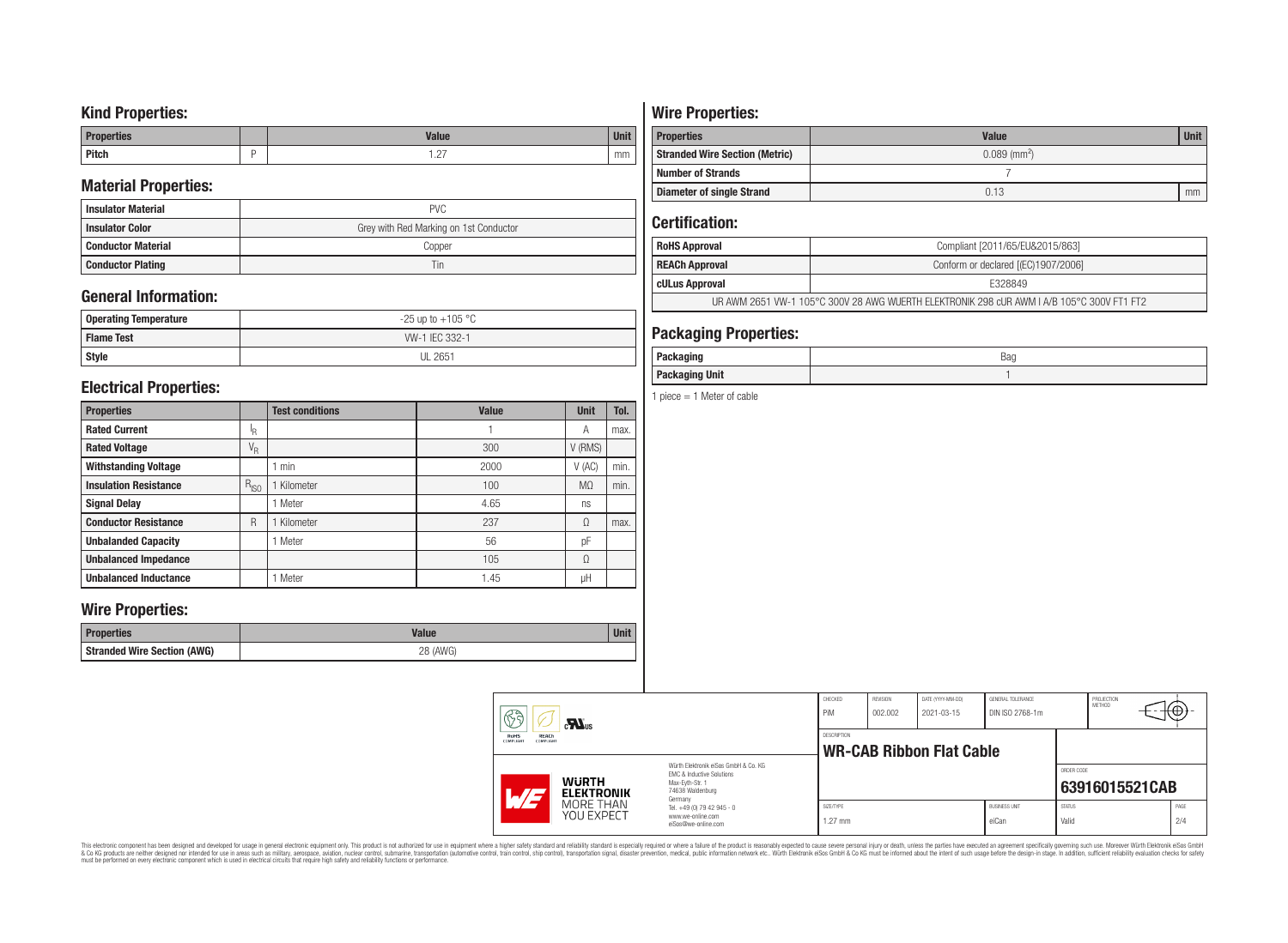## Kind Properties:

| Properties | | Value | Unit |
|---|---|---|---|
| Pitch | P | 1.27 | mm |

## Material Properties:

| | |
|---|---|
| Insulator Material | PVC |
| Insulator Color | Grey with Red Marking on 1st Conductor |
| Conductor Material | Copper |
| Conductor Plating | Tin |

## General Information:

| | |
|---|---|
| Operating Temperature | -25 up to +105 °C |
| Flame Test | VW-1 IEC 332-1 |
| Style | UL 2651 |

## Electrical Properties:

| Properties | | Test conditions | Value | Unit | Tol. |
|---|---|---|---|---|---|
| Rated Current | $I_R$ | | 1 | A | max. |
| Rated Voltage | $V_R$ | | 300 | V (RMS) | |
| Withstanding Voltage | | 1 min | 2000 | V (AC) | min. |
| Insulation Resistance | $R_{ISO}$ | 1 Kilometer | 100 | MΩ | min. |
| Signal Delay | | 1 Meter | 4.65 | ns | |
| Conductor Resistance | R | 1 Kilometer | 237 | Ω | max. |
| Unbalanded Capacity | | 1 Meter | 56 | pF | |
| Unbalanced Impedance | | | 105 | Ω | |
| Unbalanced Inductance | | 1 Meter | 1.45 | µH | |

## Wire Properties:

| Properties | Value | Unit |
|---|---|---|
| Stranded Wire Section (AWG) | 28 (AWG) | |

## Wire Properties:

| Properties | Value | Unit |
|---|---|---|
| Stranded Wire Section (Metric) | 0.089 ($mm^2$) | |
| Number of Strands | 7 | |
| Diameter of single Strand | 0.13 | mm |

## Certification:

| | |
|---|---|
| RoHS Approval | Compliant [2011/65/EU&2015/863] |
| REACh Approval | Conform or declared [(EC)1907/2006] |
| cULus Approval | E328849 |
| UR AWM 2651 VW-1 105°C 300V 28 AWG WUERTH ELEKTRONIK 298 cUR AWM I A/B 105°C 300V FT1 FT2 | |

## Packaging Properties:

| | |
|---|---|
| Packaging | Bag |
| Packaging Unit | 1 |

1 piece = 1 Meter of cable

| CHECKED | REVISION | DATE (YYYY-MM-DD) | GENERAL TOLERANCE | PROJECTION METHOD |
|---|---|---|---|---|
| PiM | 002.002 | 2021-03-15 | DIN ISO 2768-1m | |

DESCRIPTION: **WR-CAB Ribbon Flat Cable**

ORDER CODE: **63916015521CAB**

| SIZE/TYPE | BUSINESS UNIT | STATUS | PAGE |
|---|---|---|---|
| 1.27 mm | eiCan | Valid | 2/4 |

Würth Elektronik eiSos GmbH & Co. KG
EMC & Inductive Solutions
Max-Eyth-Str. 1
74638 Waldenburg
Germany
Tel. +49 (0) 79 42 945 - 0
www.we-online.com
eiSos@we-online.com

WÜRTH ELEKTRONIK MORE THAN YOU EXPECT

This electronic component has been designed and developed for usage in general electronic equipment only. This product is not authorized for use in equipment where a higher safety standard and reliability standard is especially required or where a failure of the product is reasonably expected to cause severe personal injury or death, unless the parties have executed an agreement specifically governing such use. Moreover Würth Elektronik eiSos GmbH & Co KG products are neither designed nor intended for use in areas such as military, aerospace, aviation, nuclear control, submarine, transportation (automotive control, train control, ship control), transportation signal, disaster prevention, medical, public information network etc.. Würth Elektronik eiSos GmbH & Co KG must be informed about the intent of such usage before the design-in stage. In addition, sufficient reliability evaluation checks for safety must be performed on every electronic component which is used in electrical circuits that require high safety and reliability functions or performance.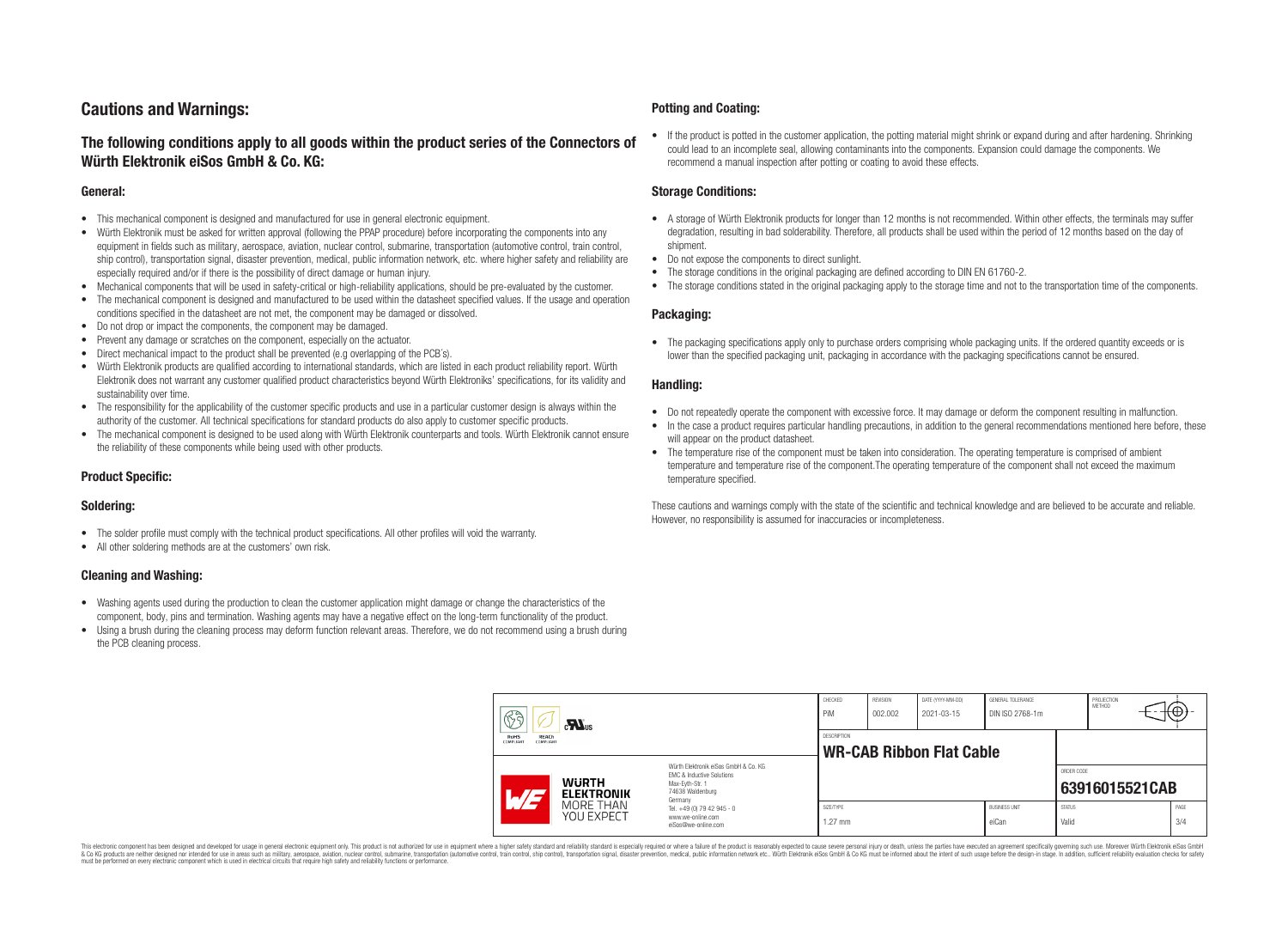# Cautions and Warnings:

## The following conditions apply to all goods within the product series of the Connectors of Würth Elektronik eiSos GmbH & Co. KG:

### General:

- This mechanical component is designed and manufactured for use in general electronic equipment.
- Würth Elektronik must be asked for written approval (following the PPAP procedure) before incorporating the components into any equipment in fields such as military, aerospace, aviation, nuclear control, submarine, transportation (automotive control, train control, ship control), transportation signal, disaster prevention, medical, public information network, etc. where higher safety and reliability are especially required and/or if there is the possibility of direct damage or human injury.
- Mechanical components that will be used in safety-critical or high-reliability applications, should be pre-evaluated by the customer.
- The mechanical component is designed and manufactured to be used within the datasheet specified values. If the usage and operation conditions specified in the datasheet are not met, the component may be damaged or dissolved.
- Do not drop or impact the components, the component may be damaged.
- Prevent any damage or scratches on the component, especially on the actuator.
- Direct mechanical impact to the product shall be prevented (e.g overlapping of the PCB´s).
- Würth Elektronik products are qualified according to international standards, which are listed in each product reliability report. Würth Elektronik does not warrant any customer qualified product characteristics beyond Würth Elektroniks' specifications, for its validity and sustainability over time.
- The responsibility for the applicability of the customer specific products and use in a particular customer design is always within the authority of the customer. All technical specifications for standard products do also apply to customer specific products.
- The mechanical component is designed to be used along with Würth Elektronik counterparts and tools. Würth Elektronik cannot ensure the reliability of these components while being used with other products.

### Product Specific:

### Soldering:

- The solder profile must comply with the technical product specifications. All other profiles will void the warranty.
- All other soldering methods are at the customers' own risk.

### Cleaning and Washing:

- Washing agents used during the production to clean the customer application might damage or change the characteristics of the component, body, pins and termination. Washing agents may have a negative effect on the long-term functionality of the product.
- Using a brush during the cleaning process may deform function relevant areas. Therefore, we do not recommend using a brush during the PCB cleaning process.

### Potting and Coating:

- If the product is potted in the customer application, the potting material might shrink or expand during and after hardening. Shrinking could lead to an incomplete seal, allowing contaminants into the components. Expansion could damage the components. We recommend a manual inspection after potting or coating to avoid these effects.

### Storage Conditions:

- A storage of Würth Elektronik products for longer than 12 months is not recommended. Within other effects, the terminals may suffer degradation, resulting in bad solderability. Therefore, all products shall be used within the period of 12 months based on the day of shipment.
- Do not expose the components to direct sunlight.
- The storage conditions in the original packaging are defined according to DIN EN 61760-2.
- The storage conditions stated in the original packaging apply to the storage time and not to the transportation time of the components.

### Packaging:

- The packaging specifications apply only to purchase orders comprising whole packaging units. If the ordered quantity exceeds or is lower than the specified packaging unit, packaging in accordance with the packaging specifications cannot be ensured.

### Handling:

- Do not repeatedly operate the component with excessive force. It may damage or deform the component resulting in malfunction.
- In the case a product requires particular handling precautions, in addition to the general recommendations mentioned here before, these will appear on the product datasheet.
- The temperature rise of the component must be taken into consideration. The operating temperature is comprised of ambient temperature and temperature rise of the component.The operating temperature of the component shall not exceed the maximum temperature specified.

These cautions and warnings comply with the state of the scientific and technical knowledge and are believed to be accurate and reliable. However, no responsibility is assumed for inaccuracies or incompleteness.

| CHECKED | REVISION | DATE (YYYY-MM-DD) | GENERAL TOLERANCE | PROJECTION METHOD |
|---|---|---|---|---|
| PiM | 002.002 | 2021-03-15 | DIN ISO 2768-1m | |

| DESCRIPTION | ORDER CODE |
|---|---|
| **WR-CAB Ribbon Flat Cable** | **63916015521CAB** |

| SIZE/TYPE | BUSINESS UNIT | STATUS | PAGE |
|---|---|---|---|
| 1.27 mm | eiCan | Valid | 3/4 |

Würth Elektronik eiSos GmbH & Co. KG
EMC & Inductive Solutions
Max-Eyth-Str. 1
74638 Waldenburg
Germany
Tel. +49 (0) 79 42 945 - 0
www.we-online.com
eiSos@we-online.com

This electronic component has been designed and developed for usage in general electronic equipment only. This product is not authorized for use in equipment where a higher safety standard and reliability standard is especially required or where a failure of the product is reasonably expected to cause severe personal injury or death, unless the parties have executed an agreement specifically governing such use. Moreover Würth Elektronik eiSos GmbH & Co KG products are neither designed nor intended for use in areas such as military, aerospace, aviation, nuclear control, submarine, transportation (automotive control, train control, ship control), transportation signal, disaster prevention, medical, public information network etc.. Würth Elektronik eiSos GmbH & Co KG must be informed about the intent of such usage before the design-in stage. In addition, sufficient reliability evaluation checks for safety must be performed on every electronic component which is used in electrical circuits that require high safety and reliability functions or performance.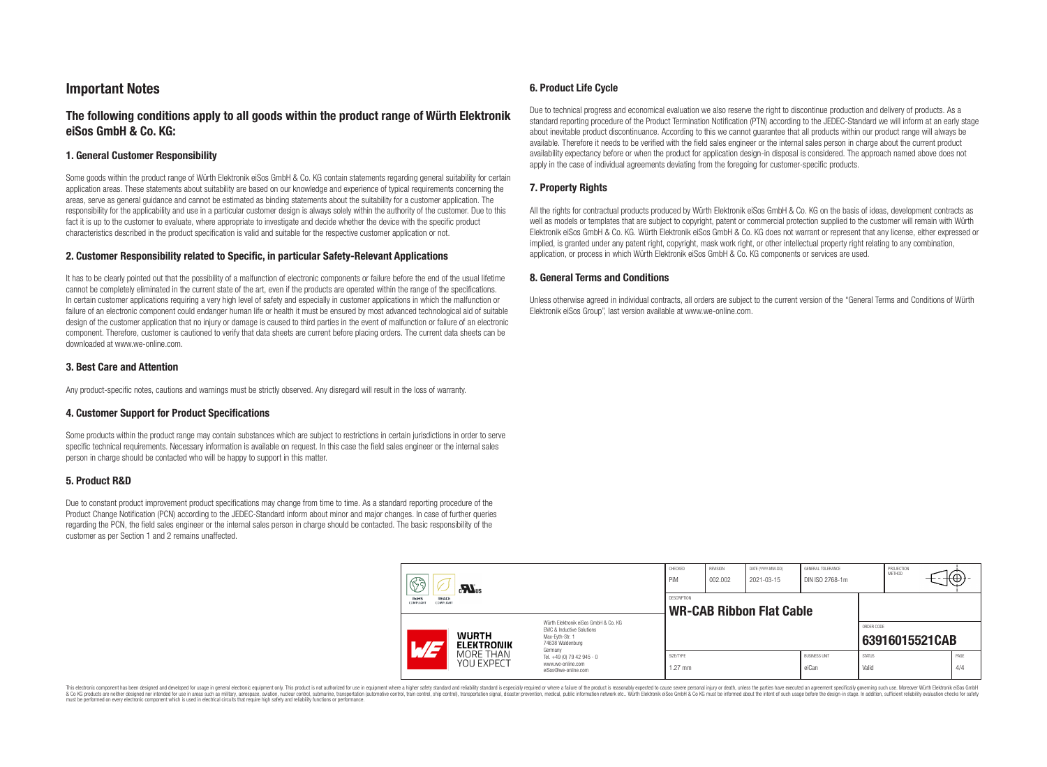# Important Notes

## The following conditions apply to all goods within the product range of Würth Elektronik eiSos GmbH & Co. KG:

### 1. General Customer Responsibility

Some goods within the product range of Würth Elektronik eiSos GmbH & Co. KG contain statements regarding general suitability for certain application areas. These statements about suitability are based on our knowledge and experience of typical requirements concerning the areas, serve as general guidance and cannot be estimated as binding statements about the suitability for a customer application. The responsibility for the applicability and use in a particular customer design is always solely within the authority of the customer. Due to this fact it is up to the customer to evaluate, where appropriate to investigate and decide whether the device with the specific product characteristics described in the product specification is valid and suitable for the respective customer application or not.

### 2. Customer Responsibility related to Specific, in particular Safety-Relevant Applications

It has to be clearly pointed out that the possibility of a malfunction of electronic components or failure before the end of the usual lifetime cannot be completely eliminated in the current state of the art, even if the products are operated within the range of the specifications. In certain customer applications requiring a very high level of safety and especially in customer applications in which the malfunction or failure of an electronic component could endanger human life or health it must be ensured by most advanced technological aid of suitable design of the customer application that no injury or damage is caused to third parties in the event of malfunction or failure of an electronic component. Therefore, customer is cautioned to verify that data sheets are current before placing orders. The current data sheets can be downloaded at www.we-online.com.

### 3. Best Care and Attention

Any product-specific notes, cautions and warnings must be strictly observed. Any disregard will result in the loss of warranty.

### 4. Customer Support for Product Specifications

Some products within the product range may contain substances which are subject to restrictions in certain jurisdictions in order to serve specific technical requirements. Necessary information is available on request. In this case the field sales engineer or the internal sales person in charge should be contacted who will be happy to support in this matter.

### 5. Product R&D

Due to constant product improvement product specifications may change from time to time. As a standard reporting procedure of the Product Change Notification (PCN) according to the JEDEC-Standard inform about minor and major changes. In case of further queries regarding the PCN, the field sales engineer or the internal sales person in charge should be contacted. The basic responsibility of the customer as per Section 1 and 2 remains unaffected.

### 6. Product Life Cycle

Due to technical progress and economical evaluation we also reserve the right to discontinue production and delivery of products. As a standard reporting procedure of the Product Termination Notification (PTN) according to the JEDEC-Standard we will inform at an early stage about inevitable product discontinuance. According to this we cannot guarantee that all products within our product range will always be available. Therefore it needs to be verified with the field sales engineer or the internal sales person in charge about the current product availability expectancy before or when the product for application design-in disposal is considered. The approach named above does not apply in the case of individual agreements deviating from the foregoing for customer-specific products.

### 7. Property Rights

All the rights for contractual products produced by Würth Elektronik eiSos GmbH & Co. KG on the basis of ideas, development contracts as well as models or templates that are subject to copyright, patent or commercial protection supplied to the customer will remain with Würth Elektronik eiSos GmbH & Co. KG. Würth Elektronik eiSos GmbH & Co. KG does not warrant or represent that any license, either expressed or implied, is granted under any patent right, copyright, mask work right, or other intellectual property right relating to any combination, application, or process in which Würth Elektronik eiSos GmbH & Co. KG components or services are used.

### 8. General Terms and Conditions

Unless otherwise agreed in individual contracts, all orders are subject to the current version of the "General Terms and Conditions of Würth Elektronik eiSos Group", last version available at www.we-online.com.

| | | | | | | |
|---|---|---|---|---|---|---|
| CHECKED: PiM | REVISION: 002.002 | DATE (YYYY-MM-DD): 2021-03-15 | GENERAL TOLERANCE: DIN ISO 2768-1m | PROJECTION METHOD | | |
| DESCRIPTION: **WR-CAB Ribbon Flat Cable** | | | | | | |
| Würth Elektronik eiSos GmbH & Co. KG, EMC & Inductive Solutions, Max-Eyth-Str. 1, 74638 Waldenburg, Germany, Tel. +49 (0) 79 42 945 - 0, www.we-online.com, eiSos@we-online.com | | | | ORDER CODE: **63916015521CAB** | | |
| SIZE/TYPE: 1.27 mm | | | BUSINESS UNIT: eiCan | STATUS: Valid | | PAGE: 4/4 |

This electronic component has been designed and developed for usage in general electronic equipment only. This product is not authorized for use in equipment where a higher safety standard and reliability standard is especially required or where a failure of the product is reasonably expected to cause severe personal injury or death, unless the parties have executed an agreement specifically governing such use. Moreover Würth Elektronik eiSos GmbH & Co KG products are neither designed nor intended for use in areas such as military, aerospace, aviation, nuclear control, submarine, transportation (automotive control, train control, ship control), transportation signal, disaster prevention, medical, public information network etc.. Würth Elektronik eiSos GmbH & Co KG must be informed about the intent of such usage before the design-in stage. In addition, sufficient reliability evaluation checks for safety must be performed on every electronic component which is used in electrical circuits that require high safety and reliability functions or performance.